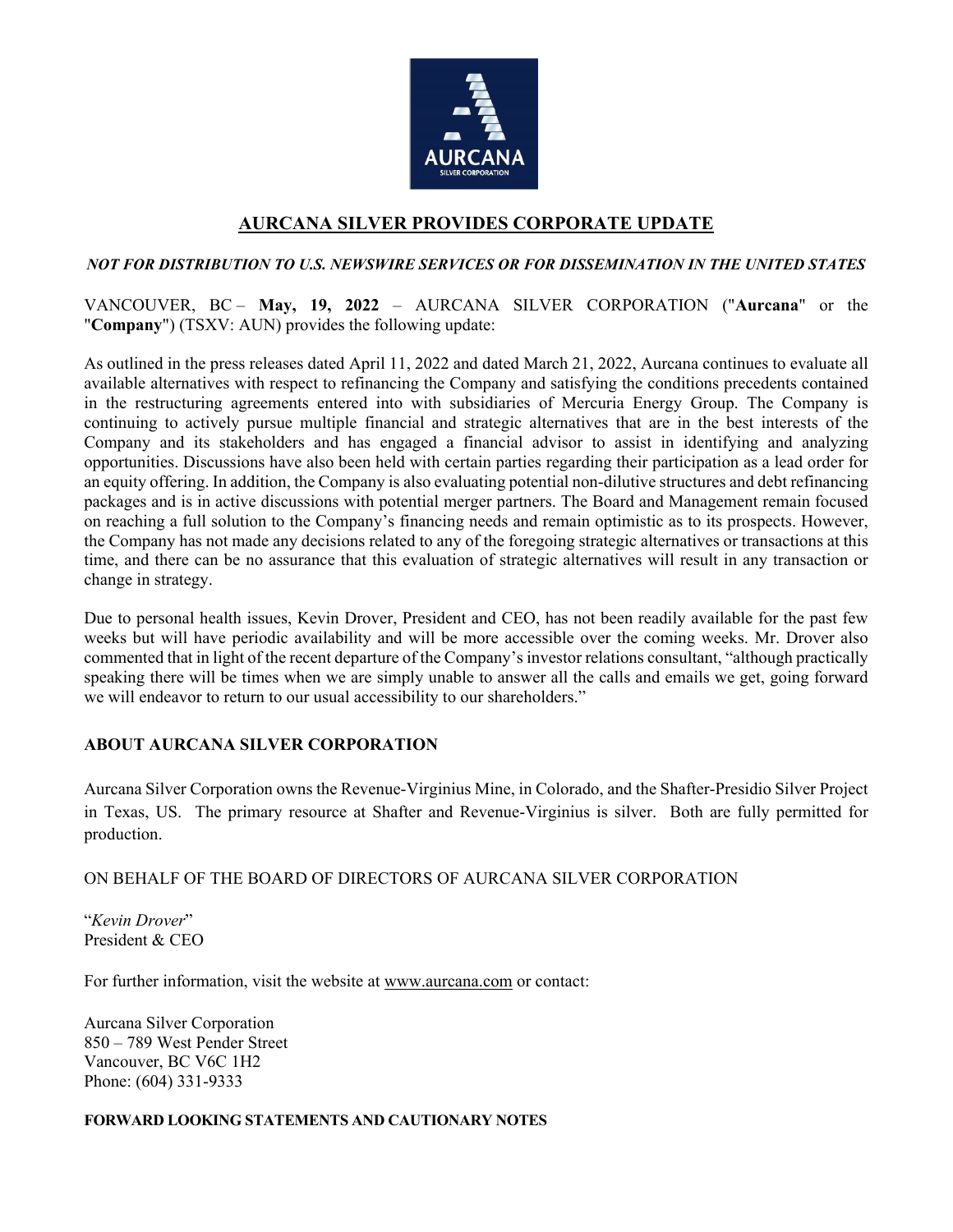# AURCANA SILVER PROVIDES CORPORATE UPDATE

***NOT FOR DISTRIBUTION TO U.S. NEWSWIRE SERVICES OR FOR DISSEMINATION IN THE UNITED STATES***

VANCOUVER, BC – **May, 19, 2022** – AURCANA SILVER CORPORATION ("**Aurcana**" or the "**Company**") (TSXV: AUN) provides the following update:

As outlined in the press releases dated April 11, 2022 and dated March 21, 2022, Aurcana continues to evaluate all available alternatives with respect to refinancing the Company and satisfying the conditions precedents contained in the restructuring agreements entered into with subsidiaries of Mercuria Energy Group. The Company is continuing to actively pursue multiple financial and strategic alternatives that are in the best interests of the Company and its stakeholders and has engaged a financial advisor to assist in identifying and analyzing opportunities. Discussions have also been held with certain parties regarding their participation as a lead order for an equity offering. In addition, the Company is also evaluating potential non-dilutive structures and debt refinancing packages and is in active discussions with potential merger partners. The Board and Management remain focused on reaching a full solution to the Company's financing needs and remain optimistic as to its prospects. However, the Company has not made any decisions related to any of the foregoing strategic alternatives or transactions at this time, and there can be no assurance that this evaluation of strategic alternatives will result in any transaction or change in strategy.

Due to personal health issues, Kevin Drover, President and CEO, has not been readily available for the past few weeks but will have periodic availability and will be more accessible over the coming weeks. Mr. Drover also commented that in light of the recent departure of the Company's investor relations consultant, "although practically speaking there will be times when we are simply unable to answer all the calls and emails we get, going forward we will endeavor to return to our usual accessibility to our shareholders."

## ABOUT AURCANA SILVER CORPORATION

Aurcana Silver Corporation owns the Revenue-Virginius Mine, in Colorado, and the Shafter-Presidio Silver Project in Texas, US. The primary resource at Shafter and Revenue-Virginius is silver. Both are fully permitted for production.

ON BEHALF OF THE BOARD OF DIRECTORS OF AURCANA SILVER CORPORATION

"*Kevin Drover*"
President & CEO

For further information, visit the website at www.aurcana.com or contact:

Aurcana Silver Corporation
850 – 789 West Pender Street
Vancouver, BC V6C 1H2
Phone: (604) 331-9333

**FORWARD LOOKING STATEMENTS AND CAUTIONARY NOTES**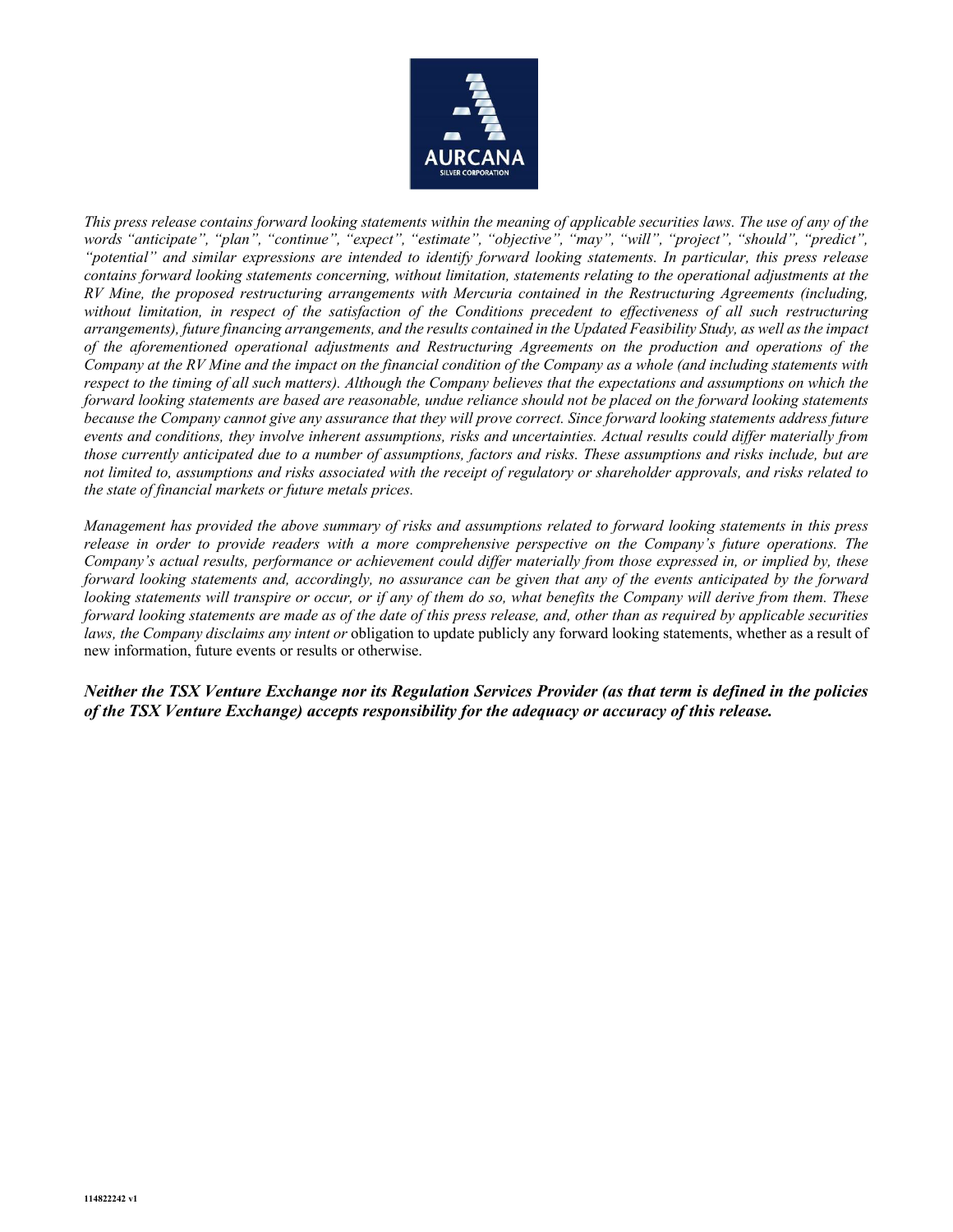*This press release contains forward looking statements within the meaning of applicable securities laws. The use of any of the words "anticipate", "plan", "continue", "expect", "estimate", "objective", "may", "will", "project", "should", "predict", "potential" and similar expressions are intended to identify forward looking statements. In particular, this press release contains forward looking statements concerning, without limitation, statements relating to the operational adjustments at the RV Mine, the proposed restructuring arrangements with Mercuria contained in the Restructuring Agreements (including, without limitation, in respect of the satisfaction of the Conditions precedent to effectiveness of all such restructuring arrangements), future financing arrangements, and the results contained in the Updated Feasibility Study, as well as the impact of the aforementioned operational adjustments and Restructuring Agreements on the production and operations of the Company at the RV Mine and the impact on the financial condition of the Company as a whole (and including statements with respect to the timing of all such matters). Although the Company believes that the expectations and assumptions on which the forward looking statements are based are reasonable, undue reliance should not be placed on the forward looking statements because the Company cannot give any assurance that they will prove correct. Since forward looking statements address future events and conditions, they involve inherent assumptions, risks and uncertainties. Actual results could differ materially from those currently anticipated due to a number of assumptions, factors and risks. These assumptions and risks include, but are not limited to, assumptions and risks associated with the receipt of regulatory or shareholder approvals, and risks related to the state of financial markets or future metals prices.*

*Management has provided the above summary of risks and assumptions related to forward looking statements in this press release in order to provide readers with a more comprehensive perspective on the Company's future operations. The Company's actual results, performance or achievement could differ materially from those expressed in, or implied by, these forward looking statements and, accordingly, no assurance can be given that any of the events anticipated by the forward looking statements will transpire or occur, or if any of them do so, what benefits the Company will derive from them. These forward looking statements are made as of the date of this press release, and, other than as required by applicable securities laws, the Company disclaims any intent or* obligation to update publicly any forward looking statements, whether as a result of new information, future events or results or otherwise.

***Neither the TSX Venture Exchange nor its Regulation Services Provider (as that term is defined in the policies of the TSX Venture Exchange) accepts responsibility for the adequacy or accuracy of this release.***

114822242 v1